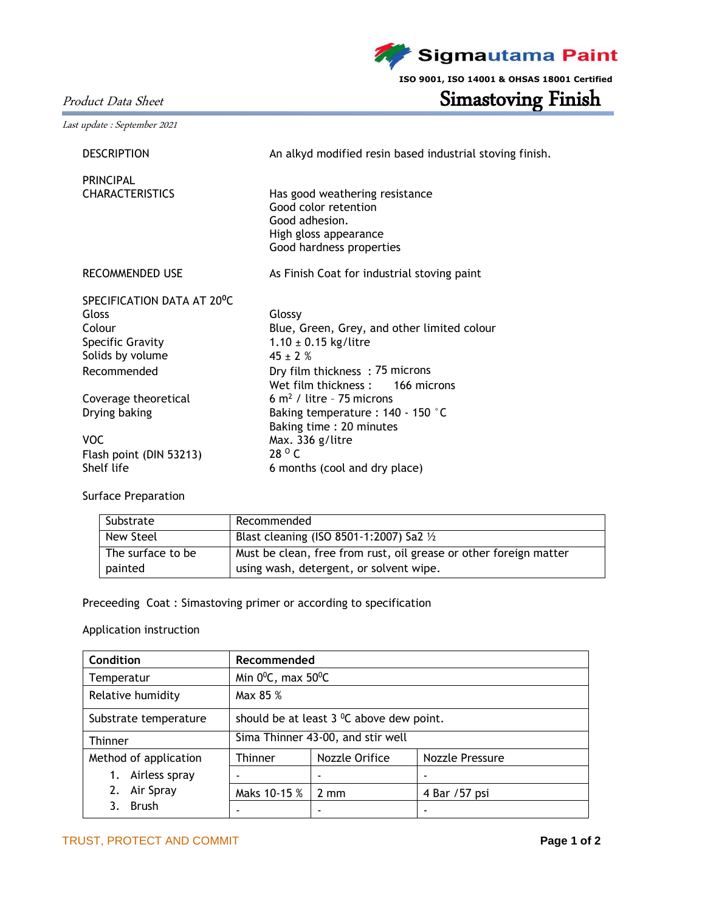Sigmautama Paint

ISO 9001, ISO 14001 & OHSAS 18001 Certified

*Product Data Sheet*

# Simastoving Finish

*Last update : September 2021*

| | |
|---|---|
| DESCRIPTION | An alkyd modified resin based industrial stoving finish. |
| PRINCIPAL CHARACTERISTICS | Has good weathering resistance<br>Good color retention<br>Good adhesion.<br>High gloss appearance<br>Good hardness properties |
| RECOMMENDED USE | As Finish Coat for industrial stoving paint |
| SPECIFICATION DATA AT 20$^0$C | |
| Gloss | Glossy |
| Colour | Blue, Green, Grey, and other limited colour |
| Specific Gravity | 1.10 ± 0.15 kg/litre |
| Solids by volume | 45 ± 2 % |
| Recommended | Dry film thickness : 75 microns<br>Wet film thickness : 166 microns |
| Coverage theoretical | 6 m$^2$ / litre – 75 microns |
| Drying baking | Baking temperature : 140 - 150 ˚C<br>Baking time : 20 minutes |
| VOC | Max. 336 g/litre |
| Flash point (DIN 53213) | 28 $^O$ C |
| Shelf life | 6 months (cool and dry place) |

Surface Preparation

| Substrate | Recommended |
|---|---|
| New Steel | Blast cleaning (ISO 8501-1:2007) Sa2 ½ |
| The surface to be painted | Must be clean, free from rust, oil grease or other foreign matter using wash, detergent, or solvent wipe. |

Preceeding Coat : Simastoving primer or according to specification

Application instruction

| **Condition** | **Recommended** | | |
|---|---|---|---|
| Temperatur | Min 0$^0$C, max 50$^0$C | | |
| Relative humidity | Max 85 % | | |
| Substrate temperature | should be at least 3 $^0$C above dew point. | | |
| Thinner | Sima Thinner 43-00, and stir well | | |
| Method of application | Thinner | Nozzle Orifice | Nozzle Pressure |
| 1. Airless spray | - | - | - |
| 2. Air Spray | Maks 10-15 % | 2 mm | 4 Bar /57 psi |
| 3. Brush | - | - | - |

TRUST, PROTECT AND COMMIT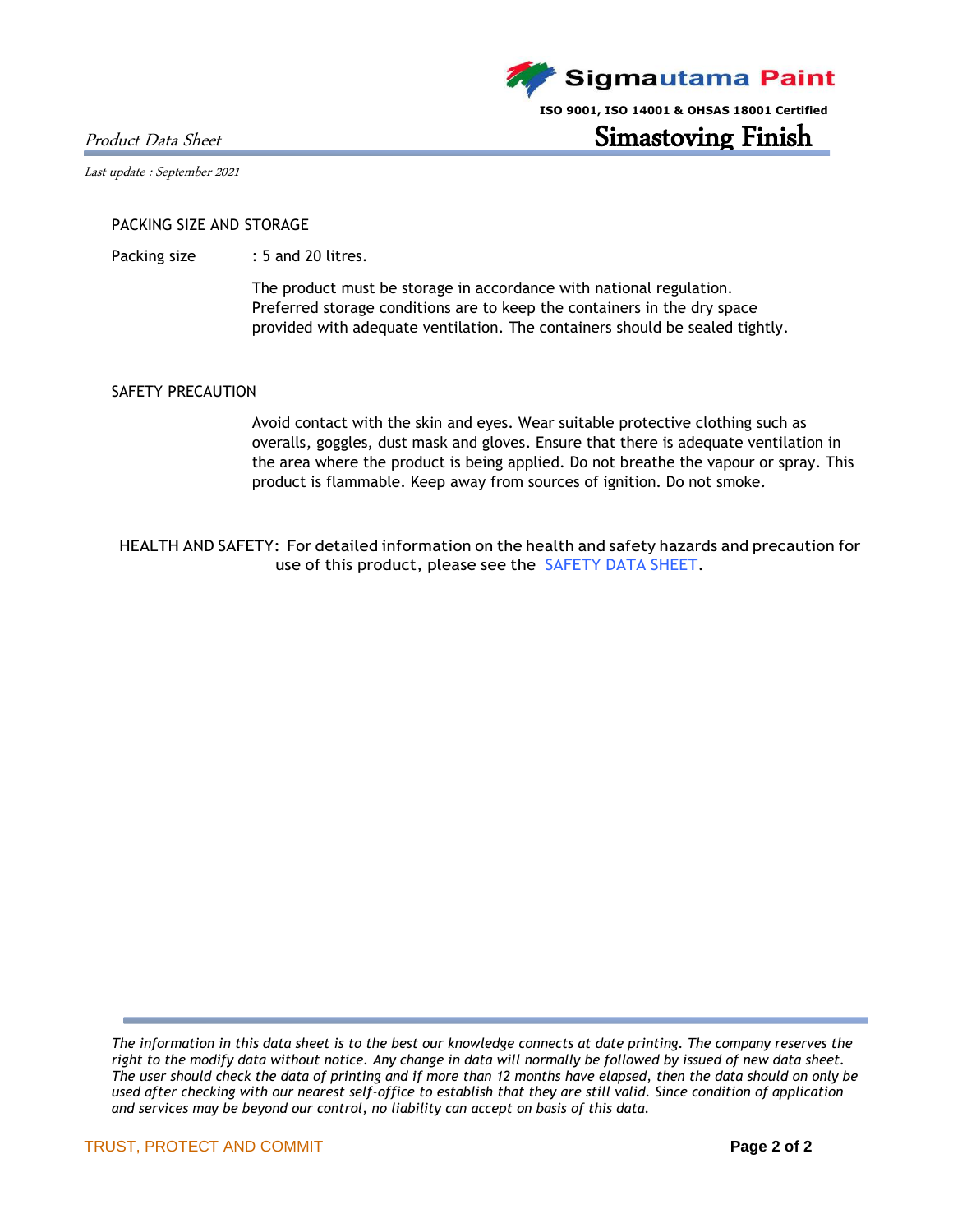## PACKING SIZE AND STORAGE

Packing size : 5 and 20 litres.

The product must be storage in accordance with national regulation. Preferred storage conditions are to keep the containers in the dry space provided with adequate ventilation. The containers should be sealed tightly.

## SAFETY PRECAUTION

Avoid contact with the skin and eyes. Wear suitable protective clothing such as overalls, goggles, dust mask and gloves. Ensure that there is adequate ventilation in the area where the product is being applied. Do not breathe the vapour or spray. This product is flammable. Keep away from sources of ignition. Do not smoke.

HEALTH AND SAFETY: For detailed information on the health and safety hazards and precaution for use of this product, please see the SAFETY DATA SHEET.

*The information in this data sheet is to the best our knowledge connects at date printing. The company reserves the right to the modify data without notice. Any change in data will normally be followed by issued of new data sheet. The user should check the data of printing and if more than 12 months have elapsed, then the data should on only be used after checking with our nearest self-office to establish that they are still valid. Since condition of application and services may be beyond our control, no liability can accept on basis of this data.*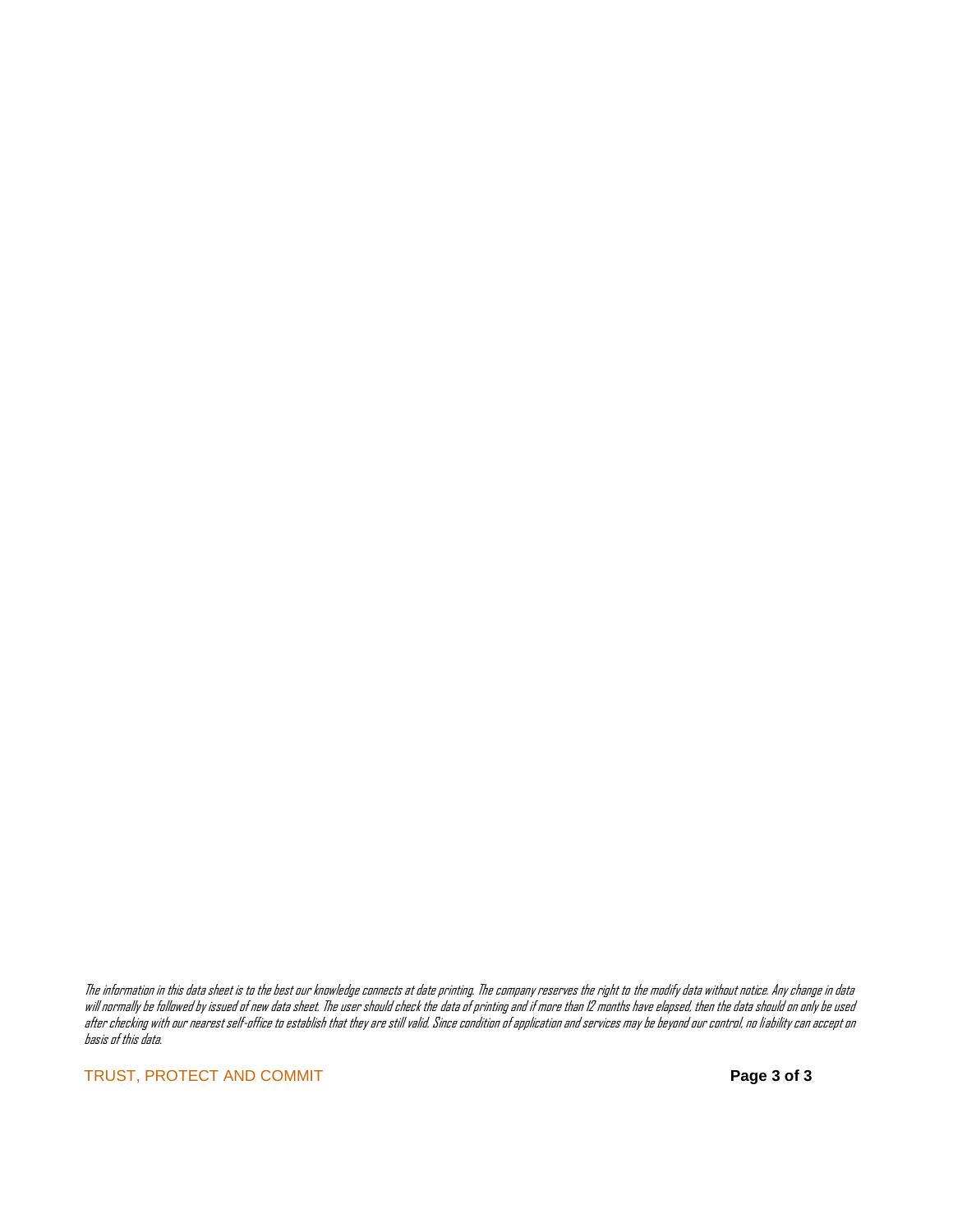*The information in this data sheet is to the best our knowledge connects at date printing. The company reserves the right to the modify data without notice. Any change in data will normally be followed by issued of new data sheet. The user should check the data of printing and if more than 12 months have elapsed, then the data should on only be used after checking with our nearest self-office to establish that they are still valid. Since condition of application and services may be beyond our control, no liability can accept on basis of this data.*